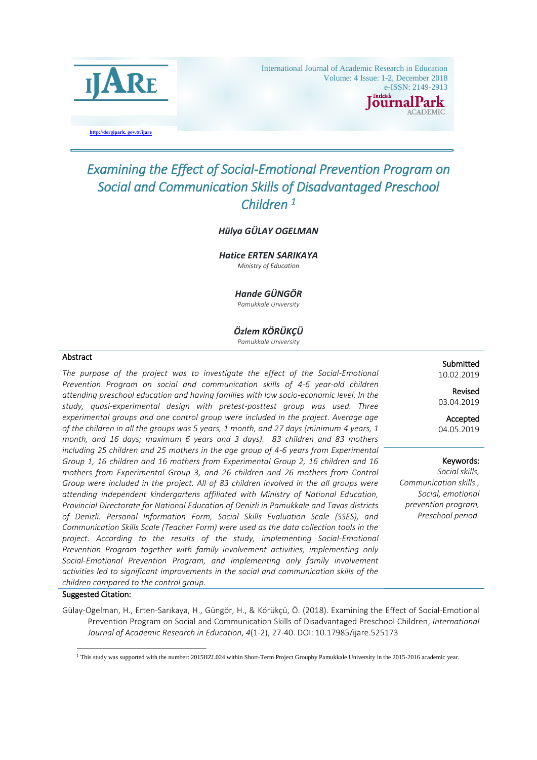# Examining the Effect of Social-Emotional Prevention Program on Social and Communication Skills of Disadvantaged Preschool Children [1]

***Hülya GÜLAY OGELMAN***

***Hatice ERTEN SARIKAYA***
*Ministry of Education*

***Hande GÜNGÖR***
*Pamukkale University*

***Özlem KÖRÜKÇÜ***
*Pamukkale University*

## Abstract

*The purpose of the project was to investigate the effect of the Social-Emotional Prevention Program on social and communication skills of 4-6 year-old children attending preschool education and having families with low socio-economic level. In the study, quasi-experimental design with pretest-posttest group was used. Three experimental groups and one control group were included in the project. Average age of the children in all the groups was 5 years, 1 month, and 27 days (minimum 4 years, 1 month, and 16 days; maximum 6 years and 3 days). 83 children and 83 mothers including 25 children and 25 mothers in the age group of 4-6 years from Experimental Group 1, 16 children and 16 mothers from Experimental Group 2, 16 children and 16 mothers from Experimental Group 3, and 26 children and 26 mothers from Control Group were included in the project. All of 83 children involved in the all groups were attending independent kindergartens affiliated with Ministry of National Education, Provincial Directorate for National Education of Denizli in Pamukkale and Tavas districts of Denizli. Personal Information Form, Social Skills Evaluation Scale (SSES), and Communication Skills Scale (Teacher Form) were used as the data collection tools in the project. According to the results of the study, implementing Social-Emotional Prevention Program together with family involvement activities, implementing only Social-Emotional Prevention Program, and implementing only family involvement activities led to significant improvements in the social and communication skills of the children compared to the control group.*

**Submitted**
10.02.2019

**Revised**
03.04.2019

**Accepted**
04.05.2019

**Keywords:**
*Social skills, Communication skills , Social, emotional prevention program, Preschool period.*

**Suggested Citation:**

Gülay-Ogelman, H., Erten-Sarıkaya, H., Güngör, H., & Körükçü, Ö. (2018). Examining the Effect of Social-Emotional Prevention Program on Social and Communication Skills of Disadvantaged Preschool Children, *International Journal of Academic Research in Education*, *4*(1-2), 27-40. DOI: 10.17985/ijare.525173

---

[1] This study was supported with the number: 2015HZL024 within Short-Term Project Groupby Pamukkale University in the 2015-2016 academic year.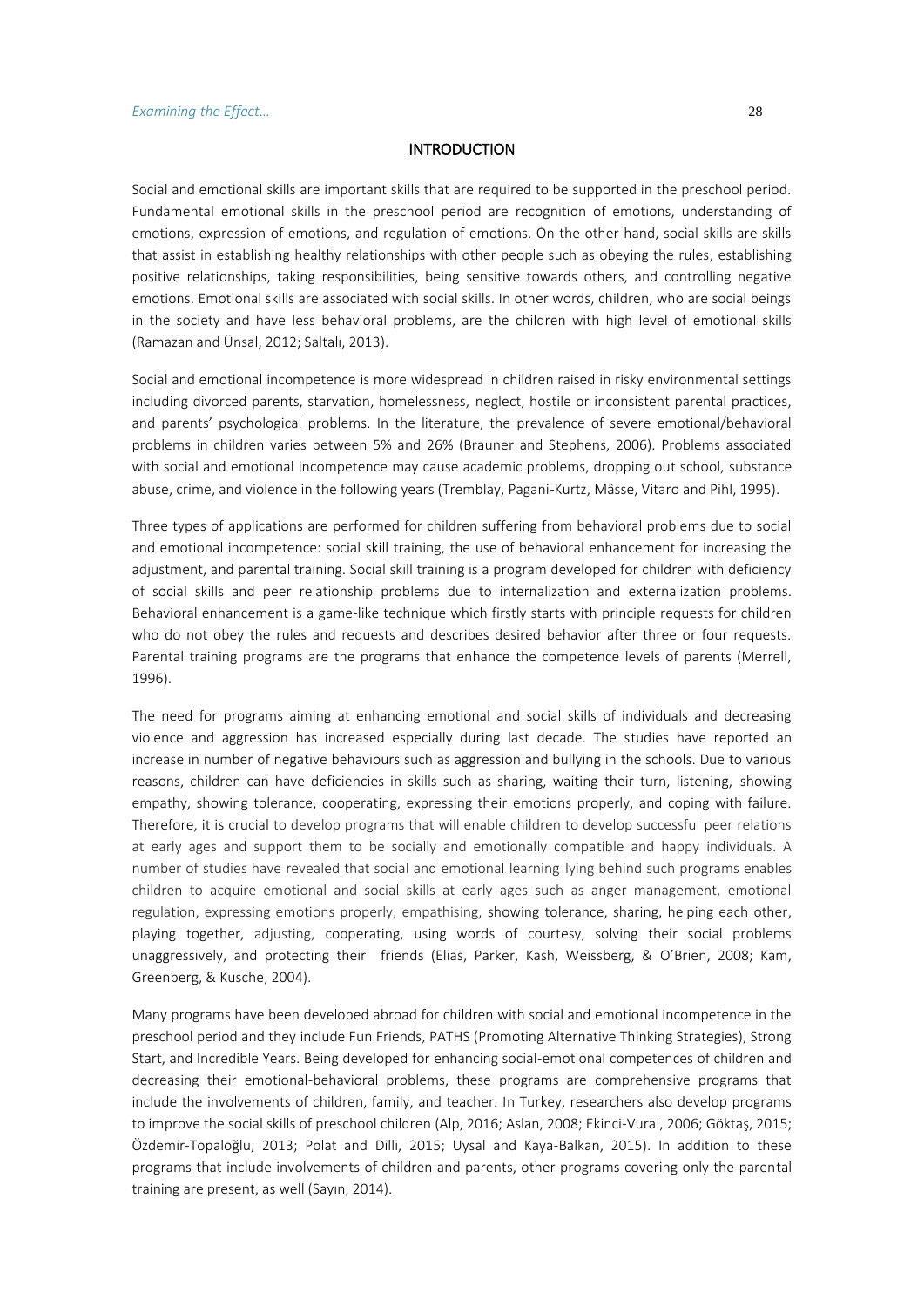## INTRODUCTION

Social and emotional skills are important skills that are required to be supported in the preschool period. Fundamental emotional skills in the preschool period are recognition of emotions, understanding of emotions, expression of emotions, and regulation of emotions. On the other hand, social skills are skills that assist in establishing healthy relationships with other people such as obeying the rules, establishing positive relationships, taking responsibilities, being sensitive towards others, and controlling negative emotions. Emotional skills are associated with social skills. In other words, children, who are social beings in the society and have less behavioral problems, are the children with high level of emotional skills (Ramazan and Ünsal, 2012; Saltalı, 2013).

Social and emotional incompetence is more widespread in children raised in risky environmental settings including divorced parents, starvation, homelessness, neglect, hostile or inconsistent parental practices, and parents' psychological problems. In the literature, the prevalence of severe emotional/behavioral problems in children varies between 5% and 26% (Brauner and Stephens, 2006). Problems associated with social and emotional incompetence may cause academic problems, dropping out school, substance abuse, crime, and violence in the following years (Tremblay, Pagani-Kurtz, Mâsse, Vitaro and Pihl, 1995).

Three types of applications are performed for children suffering from behavioral problems due to social and emotional incompetence: social skill training, the use of behavioral enhancement for increasing the adjustment, and parental training. Social skill training is a program developed for children with deficiency of social skills and peer relationship problems due to internalization and externalization problems. Behavioral enhancement is a game-like technique which firstly starts with principle requests for children who do not obey the rules and requests and describes desired behavior after three or four requests. Parental training programs are the programs that enhance the competence levels of parents (Merrell, 1996).

The need for programs aiming at enhancing emotional and social skills of individuals and decreasing violence and aggression has increased especially during last decade. The studies have reported an increase in number of negative behaviours such as aggression and bullying in the schools. Due to various reasons, children can have deficiencies in skills such as sharing, waiting their turn, listening, showing empathy, showing tolerance, cooperating, expressing their emotions properly, and coping with failure. Therefore, it is crucial to develop programs that will enable children to develop successful peer relations at early ages and support them to be socially and emotionally compatible and happy individuals. A number of studies have revealed that social and emotional learning lying behind such programs enables children to acquire emotional and social skills at early ages such as anger management, emotional regulation, expressing emotions properly, empathising, showing tolerance, sharing, helping each other, playing together, adjusting, cooperating, using words of courtesy, solving their social problems unaggressively, and protecting their friends (Elias, Parker, Kash, Weissberg, & O'Brien, 2008; Kam, Greenberg, & Kusche, 2004).

Many programs have been developed abroad for children with social and emotional incompetence in the preschool period and they include Fun Friends, PATHS (Promoting Alternative Thinking Strategies), Strong Start, and Incredible Years. Being developed for enhancing social-emotional competences of children and decreasing their emotional-behavioral problems, these programs are comprehensive programs that include the involvements of children, family, and teacher. In Turkey, researchers also develop programs to improve the social skills of preschool children (Alp, 2016; Aslan, 2008; Ekinci-Vural, 2006; Göktaş, 2015; Özdemir-Topaloğlu, 2013; Polat and Dilli, 2015; Uysal and Kaya-Balkan, 2015). In addition to these programs that include involvements of children and parents, other programs covering only the parental training are present, as well (Sayın, 2014).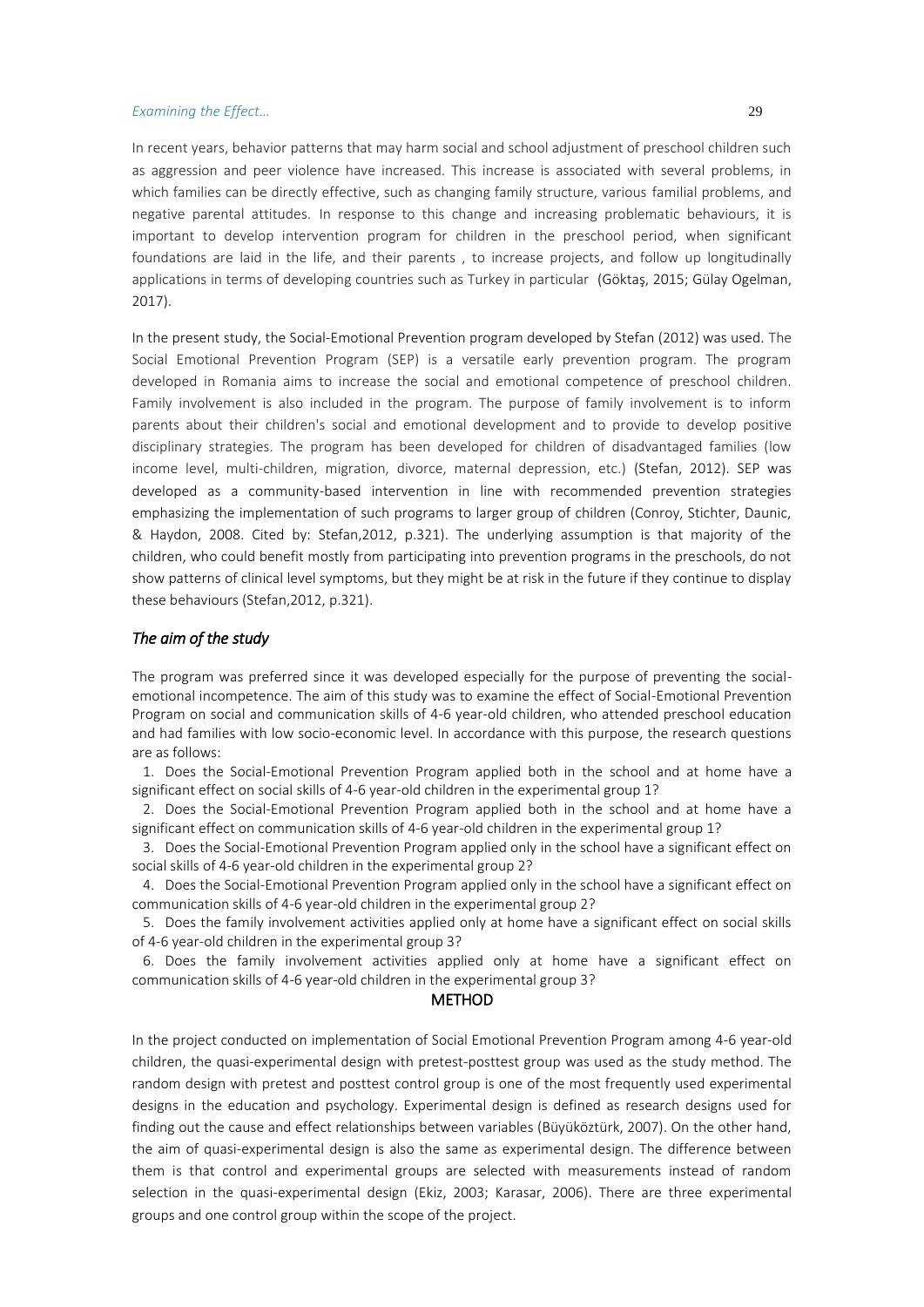In recent years, behavior patterns that may harm social and school adjustment of preschool children such as aggression and peer violence have increased. This increase is associated with several problems, in which families can be directly effective, such as changing family structure, various familial problems, and negative parental attitudes. In response to this change and increasing problematic behaviours, it is important to develop intervention program for children in the preschool period, when significant foundations are laid in the life, and their parents , to increase projects, and follow up longitudinally applications in terms of developing countries such as Turkey in particular (Göktaş, 2015; Gülay Ogelman, 2017).

In the present study, the Social-Emotional Prevention program developed by Stefan (2012) was used. The Social Emotional Prevention Program (SEP) is a versatile early prevention program. The program developed in Romania aims to increase the social and emotional competence of preschool children. Family involvement is also included in the program. The purpose of family involvement is to inform parents about their children's social and emotional development and to provide to develop positive disciplinary strategies. The program has been developed for children of disadvantaged families (low income level, multi-children, migration, divorce, maternal depression, etc.) (Stefan, 2012). SEP was developed as a community-based intervention in line with recommended prevention strategies emphasizing the implementation of such programs to larger group of children (Conroy, Stichter, Daunic, & Haydon, 2008. Cited by: Stefan,2012, p.321). The underlying assumption is that majority of the children, who could benefit mostly from participating into prevention programs in the preschools, do not show patterns of clinical level symptoms, but they might be at risk in the future if they continue to display these behaviours (Stefan,2012, p.321).

### *The aim of the study*

The program was preferred since it was developed especially for the purpose of preventing the social-emotional incompetence. The aim of this study was to examine the effect of Social-Emotional Prevention Program on social and communication skills of 4-6 year-old children, who attended preschool education and had families with low socio-economic level. In accordance with this purpose, the research questions are as follows:

1. Does the Social-Emotional Prevention Program applied both in the school and at home have a significant effect on social skills of 4-6 year-old children in the experimental group 1?
2. Does the Social-Emotional Prevention Program applied both in the school and at home have a significant effect on communication skills of 4-6 year-old children in the experimental group 1?
3. Does the Social-Emotional Prevention Program applied only in the school have a significant effect on social skills of 4-6 year-old children in the experimental group 2?
4. Does the Social-Emotional Prevention Program applied only in the school have a significant effect on communication skills of 4-6 year-old children in the experimental group 2?
5. Does the family involvement activities applied only at home have a significant effect on social skills of 4-6 year-old children in the experimental group 3?
6. Does the family involvement activities applied only at home have a significant effect on communication skills of 4-6 year-old children in the experimental group 3?

## METHOD

In the project conducted on implementation of Social Emotional Prevention Program among 4-6 year-old children, the quasi-experimental design with pretest-posttest group was used as the study method. The random design with pretest and posttest control group is one of the most frequently used experimental designs in the education and psychology. Experimental design is defined as research designs used for finding out the cause and effect relationships between variables (Büyüköztürk, 2007). On the other hand, the aim of quasi-experimental design is also the same as experimental design. The difference between them is that control and experimental groups are selected with measurements instead of random selection in the quasi-experimental design (Ekiz, 2003; Karasar, 2006). There are three experimental groups and one control group within the scope of the project.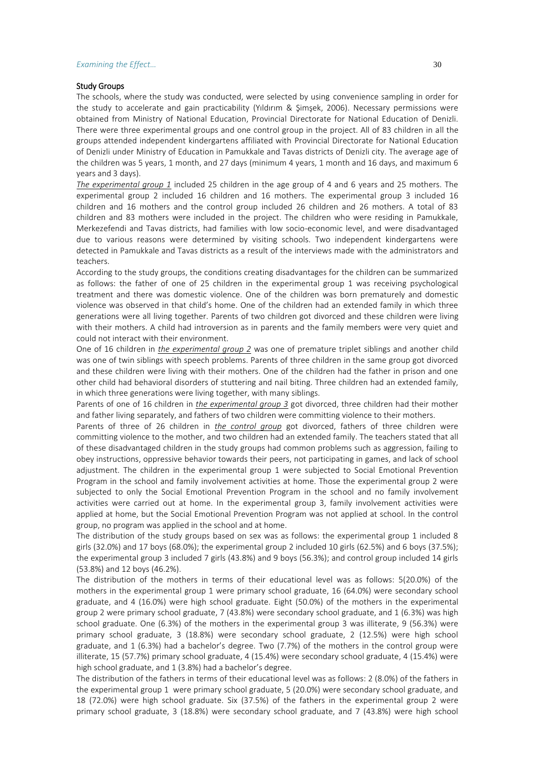### Study Groups

The schools, where the study was conducted, were selected by using convenience sampling in order for the study to accelerate and gain practicability (Yıldırım & Şimşek, 2006). Necessary permissions were obtained from Ministry of National Education, Provincial Directorate for National Education of Denizli. There were three experimental groups and one control group in the project. All of 83 children in all the groups attended independent kindergartens affiliated with Provincial Directorate for National Education of Denizli under Ministry of Education in Pamukkale and Tavas districts of Denizli city. The average age of the children was 5 years, 1 month, and 27 days (minimum 4 years, 1 month and 16 days, and maximum 6 years and 3 days).

*The experimental group 1* included 25 children in the age group of 4 and 6 years and 25 mothers. The experimental group 2 included 16 children and 16 mothers. The experimental group 3 included 16 children and 16 mothers and the control group included 26 children and 26 mothers. A total of 83 children and 83 mothers were included in the project. The children who were residing in Pamukkale, Merkezefendi and Tavas districts, had families with low socio-economic level, and were disadvantaged due to various reasons were determined by visiting schools. Two independent kindergartens were detected in Pamukkale and Tavas districts as a result of the interviews made with the administrators and teachers.

According to the study groups, the conditions creating disadvantages for the children can be summarized as follows: the father of one of 25 children in the experimental group 1 was receiving psychological treatment and there was domestic violence. One of the children was born prematurely and domestic violence was observed in that child's home. One of the children had an extended family in which three generations were all living together. Parents of two children got divorced and these children were living with their mothers. A child had introversion as in parents and the family members were very quiet and could not interact with their environment.

One of 16 children in *the experimental group 2* was one of premature triplet siblings and another child was one of twin siblings with speech problems. Parents of three children in the same group got divorced and these children were living with their mothers. One of the children had the father in prison and one other child had behavioral disorders of stuttering and nail biting. Three children had an extended family, in which three generations were living together, with many siblings.

Parents of one of 16 children in *the experimental group 3* got divorced, three children had their mother and father living separately, and fathers of two children were committing violence to their mothers.

Parents of three of 26 children in *the control group* got divorced, fathers of three children were committing violence to the mother, and two children had an extended family. The teachers stated that all of these disadvantaged children in the study groups had common problems such as aggression, failing to obey instructions, oppressive behavior towards their peers, not participating in games, and lack of school adjustment. The children in the experimental group 1 were subjected to Social Emotional Prevention Program in the school and family involvement activities at home. Those the experimental group 2 were subjected to only the Social Emotional Prevention Program in the school and no family involvement activities were carried out at home. In the experimental group 3, family involvement activities were applied at home, but the Social Emotional Prevention Program was not applied at school. In the control group, no program was applied in the school and at home.

The distribution of the study groups based on sex was as follows: the experimental group 1 included 8 girls (32.0%) and 17 boys (68.0%); the experimental group 2 included 10 girls (62.5%) and 6 boys (37.5%); the experimental group 3 included 7 girls (43.8%) and 9 boys (56.3%); and control group included 14 girls (53.8%) and 12 boys (46.2%).

The distribution of the mothers in terms of their educational level was as follows: 5(20.0%) of the mothers in the experimental group 1 were primary school graduate, 16 (64.0%) were secondary school graduate, and 4 (16.0%) were high school graduate. Eight (50.0%) of the mothers in the experimental group 2 were primary school graduate, 7 (43.8%) were secondary school graduate, and 1 (6.3%) was high school graduate. One (6.3%) of the mothers in the experimental group 3 was illiterate, 9 (56.3%) were primary school graduate, 3 (18.8%) were secondary school graduate, 2 (12.5%) were high school graduate, and 1 (6.3%) had a bachelor's degree. Two (7.7%) of the mothers in the control group were illiterate, 15 (57.7%) primary school graduate, 4 (15.4%) were secondary school graduate, 4 (15.4%) were high school graduate, and 1 (3.8%) had a bachelor's degree.

The distribution of the fathers in terms of their educational level was as follows: 2 (8.0%) of the fathers in the experimental group 1 were primary school graduate, 5 (20.0%) were secondary school graduate, and 18 (72.0%) were high school graduate. Six (37.5%) of the fathers in the experimental group 2 were primary school graduate, 3 (18.8%) were secondary school graduate, and 7 (43.8%) were high school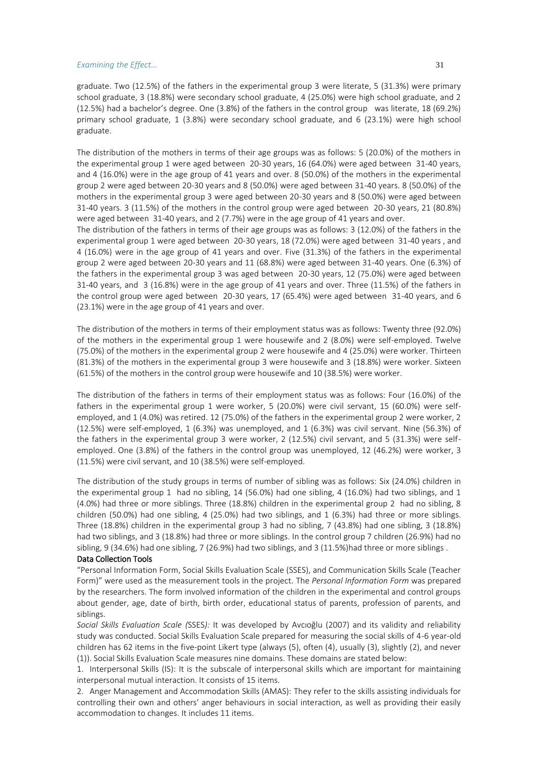graduate. Two (12.5%) of the fathers in the experimental group 3 were literate, 5 (31.3%) were primary school graduate, 3 (18.8%) were secondary school graduate, 4 (25.0%) were high school graduate, and 2 (12.5%) had a bachelor's degree. One (3.8%) of the fathers in the control group was literate, 18 (69.2%) primary school graduate, 1 (3.8%) were secondary school graduate, and 6 (23.1%) were high school graduate.

The distribution of the mothers in terms of their age groups was as follows: 5 (20.0%) of the mothers in the experimental group 1 were aged between 20-30 years, 16 (64.0%) were aged between 31-40 years, and 4 (16.0%) were in the age group of 41 years and over. 8 (50.0%) of the mothers in the experimental group 2 were aged between 20-30 years and 8 (50.0%) were aged between 31-40 years. 8 (50.0%) of the mothers in the experimental group 3 were aged between 20-30 years and 8 (50.0%) were aged between 31-40 years. 3 (11.5%) of the mothers in the control group were aged between 20-30 years, 21 (80.8%) were aged between 31-40 years, and 2 (7.7%) were in the age group of 41 years and over.

The distribution of the fathers in terms of their age groups was as follows: 3 (12.0%) of the fathers in the experimental group 1 were aged between 20-30 years, 18 (72.0%) were aged between 31-40 years , and 4 (16.0%) were in the age group of 41 years and over. Five (31.3%) of the fathers in the experimental group 2 were aged between 20-30 years and 11 (68.8%) were aged between 31-40 years. One (6.3%) of the fathers in the experimental group 3 was aged between 20-30 years, 12 (75.0%) were aged between 31-40 years, and 3 (16.8%) were in the age group of 41 years and over. Three (11.5%) of the fathers in the control group were aged between 20-30 years, 17 (65.4%) were aged between 31-40 years, and 6 (23.1%) were in the age group of 41 years and over.

The distribution of the mothers in terms of their employment status was as follows: Twenty three (92.0%) of the mothers in the experimental group 1 were housewife and 2 (8.0%) were self-employed. Twelve (75.0%) of the mothers in the experimental group 2 were housewife and 4 (25.0%) were worker. Thirteen (81.3%) of the mothers in the experimental group 3 were housewife and 3 (18.8%) were worker. Sixteen (61.5%) of the mothers in the control group were housewife and 10 (38.5%) were worker.

The distribution of the fathers in terms of their employment status was as follows: Four (16.0%) of the fathers in the experimental group 1 were worker, 5 (20.0%) were civil servant, 15 (60.0%) were self-employed, and 1 (4.0%) was retired. 12 (75.0%) of the fathers in the experimental group 2 were worker, 2 (12.5%) were self-employed, 1 (6.3%) was unemployed, and 1 (6.3%) was civil servant. Nine (56.3%) of the fathers in the experimental group 3 were worker, 2 (12.5%) civil servant, and 5 (31.3%) were self-employed. One (3.8%) of the fathers in the control group was unemployed, 12 (46.2%) were worker, 3 (11.5%) were civil servant, and 10 (38.5%) were self-employed.

The distribution of the study groups in terms of number of sibling was as follows: Six (24.0%) children in the experimental group 1 had no sibling, 14 (56.0%) had one sibling, 4 (16.0%) had two siblings, and 1 (4.0%) had three or more siblings. Three (18.8%) children in the experimental group 2 had no sibling, 8 children (50.0%) had one sibling, 4 (25.0%) had two siblings, and 1 (6.3%) had three or more siblings. Three (18.8%) children in the experimental group 3 had no sibling, 7 (43.8%) had one sibling, 3 (18.8%) had two siblings, and 3 (18.8%) had three or more siblings. In the control group 7 children (26.9%) had no sibling, 9 (34.6%) had one sibling, 7 (26.9%) had two siblings, and 3 (11.5%)had three or more siblings .

### Data Collection Tools

"Personal Information Form, Social Skills Evaluation Scale (SSES), and Communication Skills Scale (Teacher Form)" were used as the measurement tools in the project. The *Personal Information Form* was prepared by the researchers. The form involved information of the children in the experimental and control groups about gender, age, date of birth, birth order, educational status of parents, profession of parents, and siblings.

*Social Skills Evaluation Scale (*SSES*):* It was developed by Avcıoğlu (2007) and its validity and reliability study was conducted. Social Skills Evaluation Scale prepared for measuring the social skills of 4-6 year-old children has 62 items in the five-point Likert type (always (5), often (4), usually (3), slightly (2), and never (1)). Social Skills Evaluation Scale measures nine domains. These domains are stated below:

1. Interpersonal Skills (IS): It is the subscale of interpersonal skills which are important for maintaining interpersonal mutual interaction. It consists of 15 items.
2. Anger Management and Accommodation Skills (AMAS): They refer to the skills assisting individuals for controlling their own and others' anger behaviours in social interaction, as well as providing their easily accommodation to changes. It includes 11 items.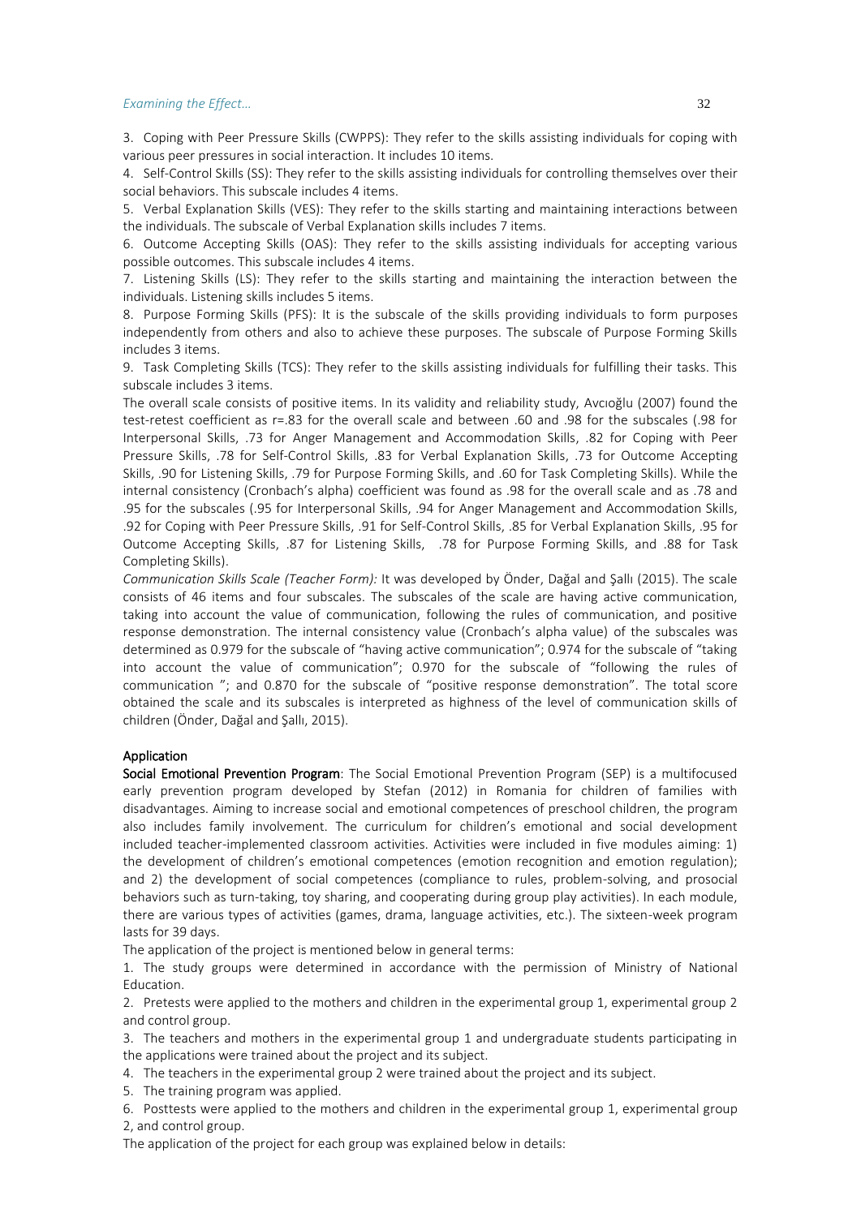3. Coping with Peer Pressure Skills (CWPPS): They refer to the skills assisting individuals for coping with various peer pressures in social interaction. It includes 10 items.

4. Self-Control Skills (SS): They refer to the skills assisting individuals for controlling themselves over their social behaviors. This subscale includes 4 items.

5. Verbal Explanation Skills (VES): They refer to the skills starting and maintaining interactions between the individuals. The subscale of Verbal Explanation skills includes 7 items.

6. Outcome Accepting Skills (OAS): They refer to the skills assisting individuals for accepting various possible outcomes. This subscale includes 4 items.

7. Listening Skills (LS): They refer to the skills starting and maintaining the interaction between the individuals. Listening skills includes 5 items.

8. Purpose Forming Skills (PFS): It is the subscale of the skills providing individuals to form purposes independently from others and also to achieve these purposes. The subscale of Purpose Forming Skills includes 3 items.

9. Task Completing Skills (TCS): They refer to the skills assisting individuals for fulfilling their tasks. This subscale includes 3 items.

The overall scale consists of positive items. In its validity and reliability study, Avcıoğlu (2007) found the test-retest coefficient as r=.83 for the overall scale and between .60 and .98 for the subscales (.98 for Interpersonal Skills, .73 for Anger Management and Accommodation Skills, .82 for Coping with Peer Pressure Skills, .78 for Self-Control Skills, .83 for Verbal Explanation Skills, .73 for Outcome Accepting Skills, .90 for Listening Skills, .79 for Purpose Forming Skills, and .60 for Task Completing Skills). While the internal consistency (Cronbach's alpha) coefficient was found as .98 for the overall scale and as .78 and .95 for the subscales (.95 for Interpersonal Skills, .94 for Anger Management and Accommodation Skills, .92 for Coping with Peer Pressure Skills, .91 for Self-Control Skills, .85 for Verbal Explanation Skills, .95 for Outcome Accepting Skills, .87 for Listening Skills, .78 for Purpose Forming Skills, and .88 for Task Completing Skills).

*Communication Skills Scale (Teacher Form):* It was developed by Önder, Dağal and Şallı (2015). The scale consists of 46 items and four subscales. The subscales of the scale are having active communication, taking into account the value of communication, following the rules of communication, and positive response demonstration. The internal consistency value (Cronbach's alpha value) of the subscales was determined as 0.979 for the subscale of "having active communication"; 0.974 for the subscale of "taking into account the value of communication"; 0.970 for the subscale of "following the rules of communication "; and 0.870 for the subscale of "positive response demonstration". The total score obtained the scale and its subscales is interpreted as highness of the level of communication skills of children (Önder, Dağal and Şallı, 2015).

## Application

**Social Emotional Prevention Program**: The Social Emotional Prevention Program (SEP) is a multifocused early prevention program developed by Stefan (2012) in Romania for children of families with disadvantages. Aiming to increase social and emotional competences of preschool children, the program also includes family involvement. The curriculum for children's emotional and social development included teacher-implemented classroom activities. Activities were included in five modules aiming: 1) the development of children's emotional competences (emotion recognition and emotion regulation); and 2) the development of social competences (compliance to rules, problem-solving, and prosocial behaviors such as turn-taking, toy sharing, and cooperating during group play activities). In each module, there are various types of activities (games, drama, language activities, etc.). The sixteen-week program lasts for 39 days.

The application of the project is mentioned below in general terms:

1. The study groups were determined in accordance with the permission of Ministry of National Education.
2. Pretests were applied to the mothers and children in the experimental group 1, experimental group 2 and control group.
3. The teachers and mothers in the experimental group 1 and undergraduate students participating in the applications were trained about the project and its subject.
4. The teachers in the experimental group 2 were trained about the project and its subject.
5. The training program was applied.
6. Posttests were applied to the mothers and children in the experimental group 1, experimental group 2, and control group.

The application of the project for each group was explained below in details: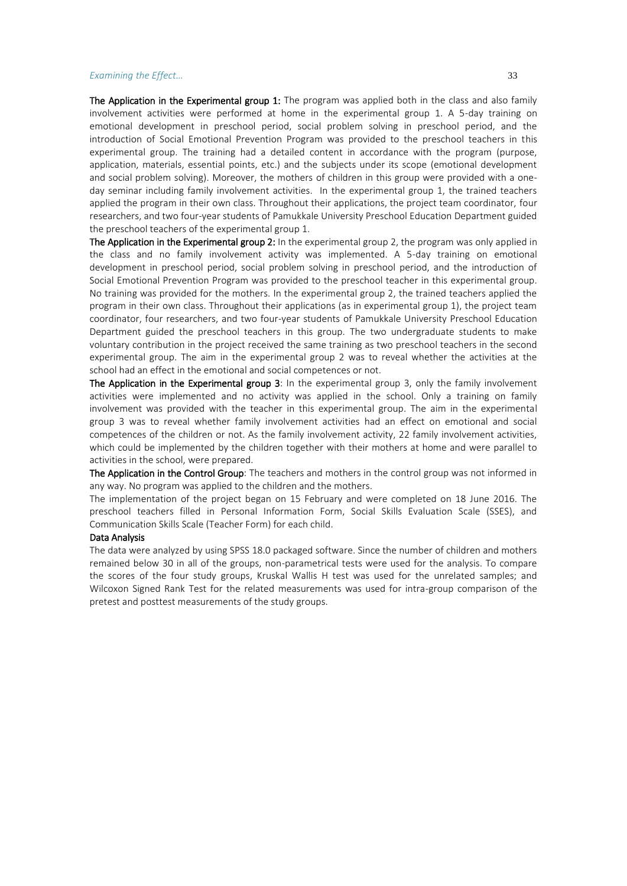**The Application in the Experimental group 1:** The program was applied both in the class and also family involvement activities were performed at home in the experimental group 1. A 5-day training on emotional development in preschool period, social problem solving in preschool period, and the introduction of Social Emotional Prevention Program was provided to the preschool teachers in this experimental group. The training had a detailed content in accordance with the program (purpose, application, materials, essential points, etc.) and the subjects under its scope (emotional development and social problem solving). Moreover, the mothers of children in this group were provided with a one-day seminar including family involvement activities. In the experimental group 1, the trained teachers applied the program in their own class. Throughout their applications, the project team coordinator, four researchers, and two four-year students of Pamukkale University Preschool Education Department guided the preschool teachers of the experimental group 1.

**The Application in the Experimental group 2:** In the experimental group 2, the program was only applied in the class and no family involvement activity was implemented. A 5-day training on emotional development in preschool period, social problem solving in preschool period, and the introduction of Social Emotional Prevention Program was provided to the preschool teacher in this experimental group. No training was provided for the mothers. In the experimental group 2, the trained teachers applied the program in their own class. Throughout their applications (as in experimental group 1), the project team coordinator, four researchers, and two four-year students of Pamukkale University Preschool Education Department guided the preschool teachers in this group. The two undergraduate students to make voluntary contribution in the project received the same training as two preschool teachers in the second experimental group. The aim in the experimental group 2 was to reveal whether the activities at the school had an effect in the emotional and social competences or not.

**The Application in the Experimental group 3**: In the experimental group 3, only the family involvement activities were implemented and no activity was applied in the school. Only a training on family involvement was provided with the teacher in this experimental group. The aim in the experimental group 3 was to reveal whether family involvement activities had an effect on emotional and social competences of the children or not. As the family involvement activity, 22 family involvement activities, which could be implemented by the children together with their mothers at home and were parallel to activities in the school, were prepared.

**The Application in the Control Group**: The teachers and mothers in the control group was not informed in any way. No program was applied to the children and the mothers.

The implementation of the project began on 15 February and were completed on 18 June 2016. The preschool teachers filled in Personal Information Form, Social Skills Evaluation Scale (SSES), and Communication Skills Scale (Teacher Form) for each child.

**Data Analysis**

The data were analyzed by using SPSS 18.0 packaged software. Since the number of children and mothers remained below 30 in all of the groups, non-parametrical tests were used for the analysis. To compare the scores of the four study groups, Kruskal Wallis H test was used for the unrelated samples; and Wilcoxon Signed Rank Test for the related measurements was used for intra-group comparison of the pretest and posttest measurements of the study groups.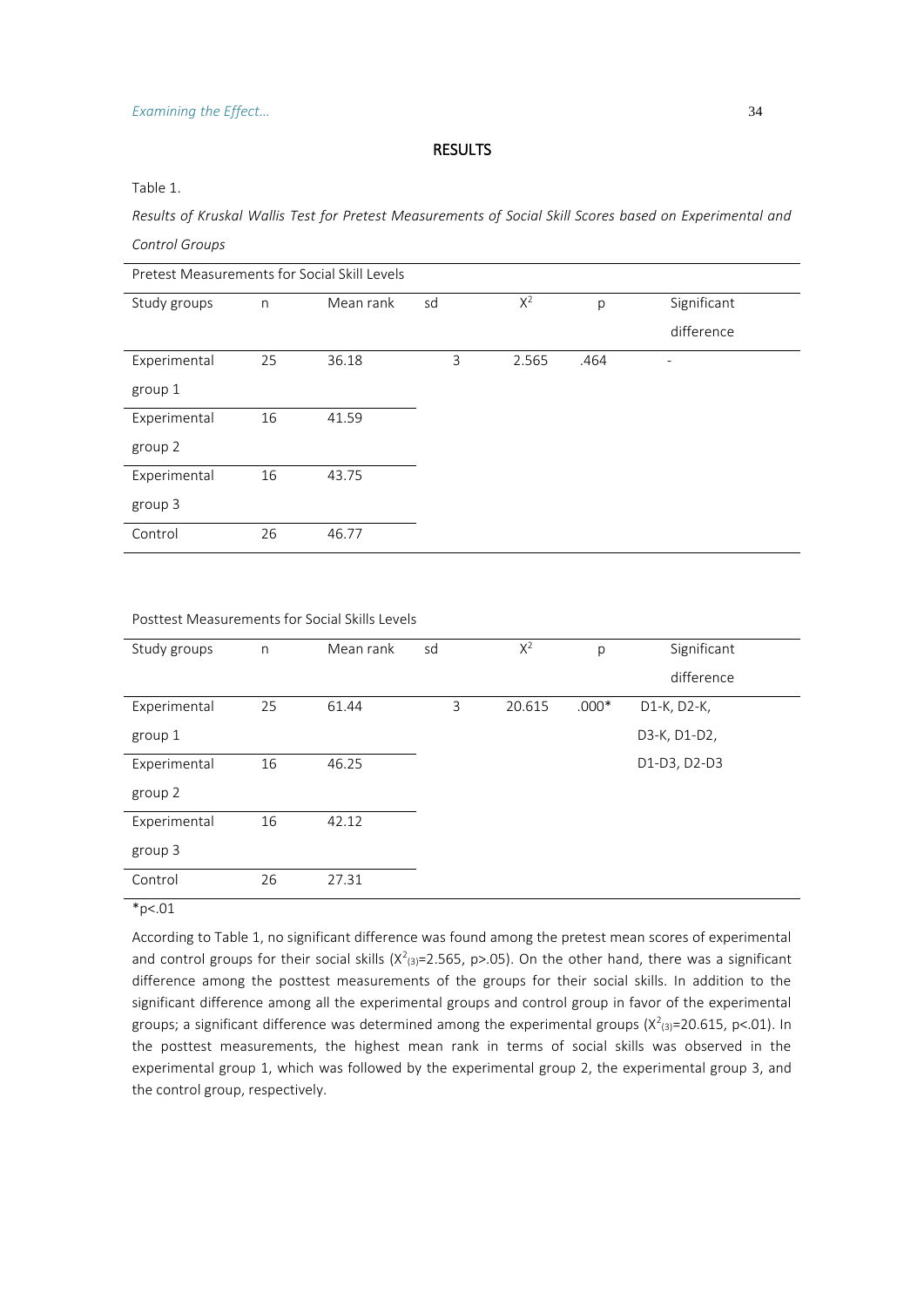## RESULTS

Table 1.

*Results of Kruskal Wallis Test for Pretest Measurements of Social Skill Scores based on Experimental and Control Groups*

| Pretest Measurements for Social Skill Levels | | | | | | |
|---|---|---|---|---|---|---|
| Study groups | n | Mean rank | sd | $X^2$ | p | Significant difference |
| Experimental group 1 | 25 | 36.18 | 3 | 2.565 | .464 | - |
| Experimental group 2 | 16 | 41.59 | | | | |
| Experimental group 3 | 16 | 43.75 | | | | |
| Control | 26 | 46.77 | | | | |

| Posttest Measurements for Social Skills Levels | | | | | | |
|---|---|---|---|---|---|---|
| Study groups | n | Mean rank | sd | $X^2$ | p | Significant difference |
| Experimental group 1 | 25 | 61.44 | 3 | 20.615 | .000* | D1-K, D2-K, D3-K, D1-D2, D1-D3, D2-D3 |
| Experimental group 2 | 16 | 46.25 | | | | |
| Experimental group 3 | 16 | 42.12 | | | | |
| Control | 26 | 27.31 | | | | |

*p<.01

According to Table 1, no significant difference was found among the pretest mean scores of experimental and control groups for their social skills ($X^2_{(3)}$=2.565, p>.05). On the other hand, there was a significant difference among the posttest measurements of the groups for their social skills. In addition to the significant difference among all the experimental groups and control group in favor of the experimental groups; a significant difference was determined among the experimental groups ($X^2_{(3)}$=20.615, p<.01). In the posttest measurements, the highest mean rank in terms of social skills was observed in the experimental group 1, which was followed by the experimental group 2, the experimental group 3, and the control group, respectively.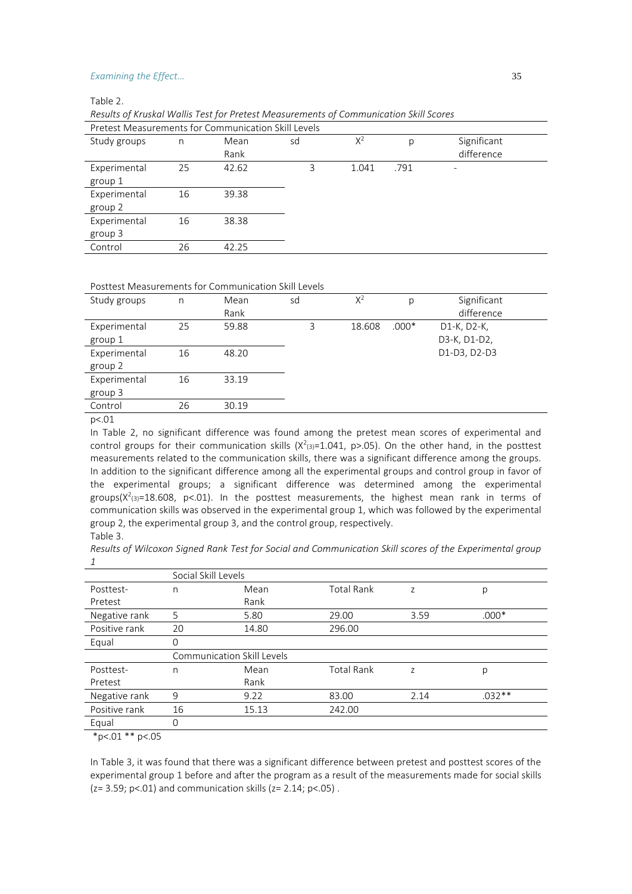Table 2.

*Results of Kruskal Wallis Test for Pretest Measurements of Communication Skill Scores*

| Pretest Measurements for Communication Skill Levels | | | | | | |
|---|---|---|---|---|---|---|
| Study groups | n | Mean Rank | sd | $X^2$ | p | Significant difference |
| Experimental group 1 | 25 | 42.62 | 3 | 1.041 | .791 | - |
| Experimental group 2 | 16 | 39.38 | | | | |
| Experimental group 3 | 16 | 38.38 | | | | |
| Control | 26 | 42.25 | | | | |

| Posttest Measurements for Communication Skill Levels | | | | | | |
|---|---|---|---|---|---|---|
| Study groups | n | Mean Rank | sd | $X^2$ | p | Significant difference |
| Experimental group 1 | 25 | 59.88 | 3 | 18.608 | .000* | D1-K, D2-K, D3-K, D1-D2, D1-D3, D2-D3 |
| Experimental group 2 | 16 | 48.20 | | | | |
| Experimental group 3 | 16 | 33.19 | | | | |
| Control | 26 | 30.19 | | | | |

p<.01

In Table 2, no significant difference was found among the pretest mean scores of experimental and control groups for their communication skills ($X^2_{(3)}$=1.041, p>.05). On the other hand, in the posttest measurements related to the communication skills, there was a significant difference among the groups. In addition to the significant difference among all the experimental groups and control group in favor of the experimental groups; a significant difference was determined among the experimental groups($X^2_{(3)}$=18.608, p<.01). In the posttest measurements, the highest mean rank in terms of communication skills was observed in the experimental group 1, which was followed by the experimental group 2, the experimental group 3, and the control group, respectively.

Table 3.

*Results of Wilcoxon Signed Rank Test for Social and Communication Skill scores of the Experimental group 1*

| | Social Skill Levels | | | | |
|---|---|---|---|---|---|
| Posttest-Pretest | n | Mean Rank | Total Rank | z | p |
| Negative rank | 5 | 5.80 | 29.00 | 3.59 | .000* |
| Positive rank | 20 | 14.80 | 296.00 | | |
| Equal | 0 | | | | |
| | Communication Skill Levels | | | | |
| Posttest-Pretest | n | Mean Rank | Total Rank | z | p |
| Negative rank | 9 | 9.22 | 83.00 | 2.14 | .032** |
| Positive rank | 16 | 15.13 | 242.00 | | |
| Equal | 0 | | | | |

*p<.01 ** p<.05

In Table 3, it was found that there was a significant difference between pretest and posttest scores of the experimental group 1 before and after the program as a result of the measurements made for social skills (z= 3.59; p<.01) and communication skills (z= 2.14; p<.05) .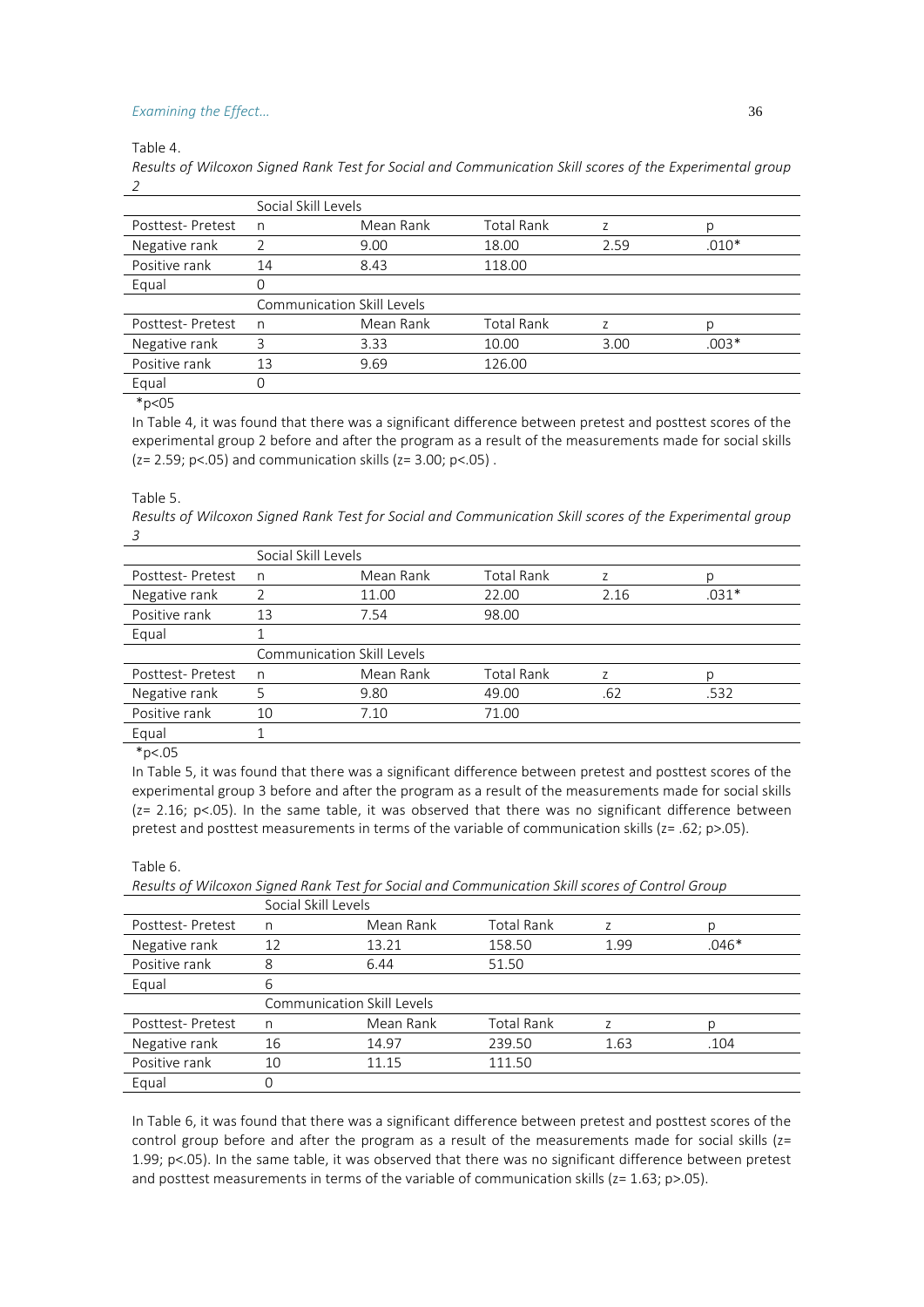Table 4.

*Results of Wilcoxon Signed Rank Test for Social and Communication Skill scores of the Experimental group 2*

| | Social Skill Levels | | | | |
|---|---|---|---|---|---|
| Posttest- Pretest | n | Mean Rank | Total Rank | z | p |
| Negative rank | 2 | 9.00 | 18.00 | 2.59 | .010* |
| Positive rank | 14 | 8.43 | 118.00 | | |
| Equal | 0 | | | | |
| | Communication Skill Levels | | | | |
| Posttest- Pretest | n | Mean Rank | Total Rank | z | p |
| Negative rank | 3 | 3.33 | 10.00 | 3.00 | .003* |
| Positive rank | 13 | 9.69 | 126.00 | | |
| Equal | 0 | | | | |

*p<05

In Table 4, it was found that there was a significant difference between pretest and posttest scores of the experimental group 2 before and after the program as a result of the measurements made for social skills (z= 2.59; p<.05) and communication skills (z= 3.00; p<.05) .

Table 5.

*Results of Wilcoxon Signed Rank Test for Social and Communication Skill scores of the Experimental group 3*

| | Social Skill Levels | | | | |
|---|---|---|---|---|---|
| Posttest- Pretest | n | Mean Rank | Total Rank | z | p |
| Negative rank | 2 | 11.00 | 22.00 | 2.16 | .031* |
| Positive rank | 13 | 7.54 | 98.00 | | |
| Equal | 1 | | | | |
| | Communication Skill Levels | | | | |
| Posttest- Pretest | n | Mean Rank | Total Rank | z | p |
| Negative rank | 5 | 9.80 | 49.00 | .62 | .532 |
| Positive rank | 10 | 7.10 | 71.00 | | |
| Equal | 1 | | | | |

*p<.05

In Table 5, it was found that there was a significant difference between pretest and posttest scores of the experimental group 3 before and after the program as a result of the measurements made for social skills (z= 2.16; p<.05). In the same table, it was observed that there was no significant difference between pretest and posttest measurements in terms of the variable of communication skills (z= .62; p>.05).

Table 6.

*Results of Wilcoxon Signed Rank Test for Social and Communication Skill scores of Control Group*

| | Social Skill Levels | | | | |
|---|---|---|---|---|---|
| Posttest- Pretest | n | Mean Rank | Total Rank | z | p |
| Negative rank | 12 | 13.21 | 158.50 | 1.99 | .046* |
| Positive rank | 8 | 6.44 | 51.50 | | |
| Equal | 6 | | | | |
| | Communication Skill Levels | | | | |
| Posttest- Pretest | n | Mean Rank | Total Rank | z | p |
| Negative rank | 16 | 14.97 | 239.50 | 1.63 | .104 |
| Positive rank | 10 | 11.15 | 111.50 | | |
| Equal | 0 | | | | |

In Table 6, it was found that there was a significant difference between pretest and posttest scores of the control group before and after the program as a result of the measurements made for social skills (z= 1.99; p<.05). In the same table, it was observed that there was no significant difference between pretest and posttest measurements in terms of the variable of communication skills (z= 1.63; p>.05).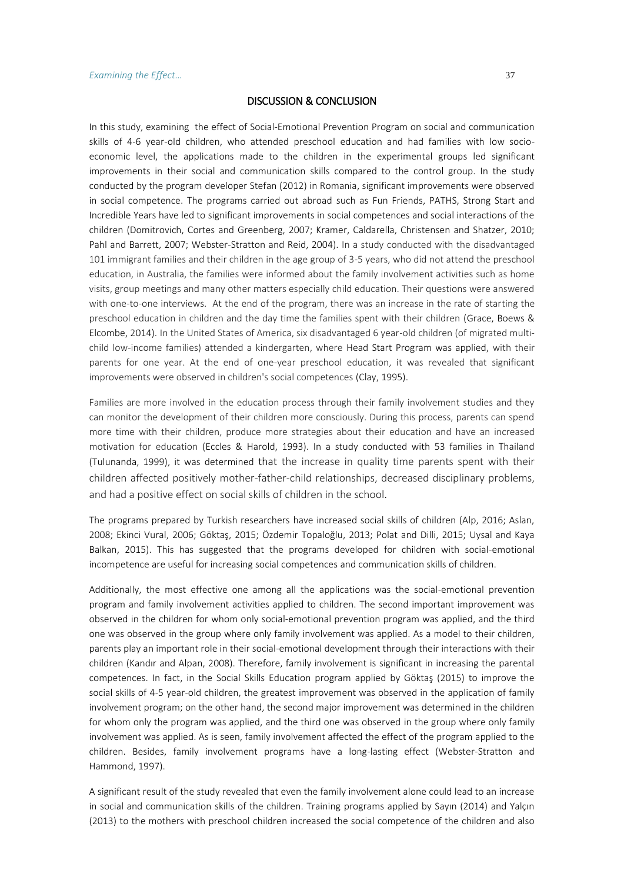## DISCUSSION & CONCLUSION

In this study, examining the effect of Social-Emotional Prevention Program on social and communication skills of 4-6 year-old children, who attended preschool education and had families with low socio-economic level, the applications made to the children in the experimental groups led significant improvements in their social and communication skills compared to the control group. In the study conducted by the program developer Stefan (2012) in Romania, significant improvements were observed in social competence. The programs carried out abroad such as Fun Friends, PATHS, Strong Start and Incredible Years have led to significant improvements in social competences and social interactions of the children (Domitrovich, Cortes and Greenberg, 2007; Kramer, Caldarella, Christensen and Shatzer, 2010; Pahl and Barrett, 2007; Webster-Stratton and Reid, 2004). In a study conducted with the disadvantaged 101 immigrant families and their children in the age group of 3-5 years, who did not attend the preschool education, in Australia, the families were informed about the family involvement activities such as home visits, group meetings and many other matters especially child education. Their questions were answered with one-to-one interviews. At the end of the program, there was an increase in the rate of starting the preschool education in children and the day time the families spent with their children (Grace, Boews & Elcombe, 2014). In the United States of America, six disadvantaged 6 year-old children (of migrated multi-child low-income families) attended a kindergarten, where Head Start Program was applied, with their parents for one year. At the end of one-year preschool education, it was revealed that significant improvements were observed in children's social competences (Clay, 1995).

Families are more involved in the education process through their family involvement studies and they can monitor the development of their children more consciously. During this process, parents can spend more time with their children, produce more strategies about their education and have an increased motivation for education (Eccles & Harold, 1993). In a study conducted with 53 families in Thailand (Tulunanda, 1999), it was determined that the increase in quality time parents spent with their children affected positively mother-father-child relationships, decreased disciplinary problems, and had a positive effect on social skills of children in the school.

The programs prepared by Turkish researchers have increased social skills of children (Alp, 2016; Aslan, 2008; Ekinci Vural, 2006; Göktaş, 2015; Özdemir Topaloğlu, 2013; Polat and Dilli, 2015; Uysal and Kaya Balkan, 2015). This has suggested that the programs developed for children with social-emotional incompetence are useful for increasing social competences and communication skills of children.

Additionally, the most effective one among all the applications was the social-emotional prevention program and family involvement activities applied to children. The second important improvement was observed in the children for whom only social-emotional prevention program was applied, and the third one was observed in the group where only family involvement was applied. As a model to their children, parents play an important role in their social-emotional development through their interactions with their children (Kandır and Alpan, 2008). Therefore, family involvement is significant in increasing the parental competences. In fact, in the Social Skills Education program applied by Göktaş (2015) to improve the social skills of 4-5 year-old children, the greatest improvement was observed in the application of family involvement program; on the other hand, the second major improvement was determined in the children for whom only the program was applied, and the third one was observed in the group where only family involvement was applied. As is seen, family involvement affected the effect of the program applied to the children. Besides, family involvement programs have a long-lasting effect (Webster-Stratton and Hammond, 1997).

A significant result of the study revealed that even the family involvement alone could lead to an increase in social and communication skills of the children. Training programs applied by Sayın (2014) and Yalçın (2013) to the mothers with preschool children increased the social competence of the children and also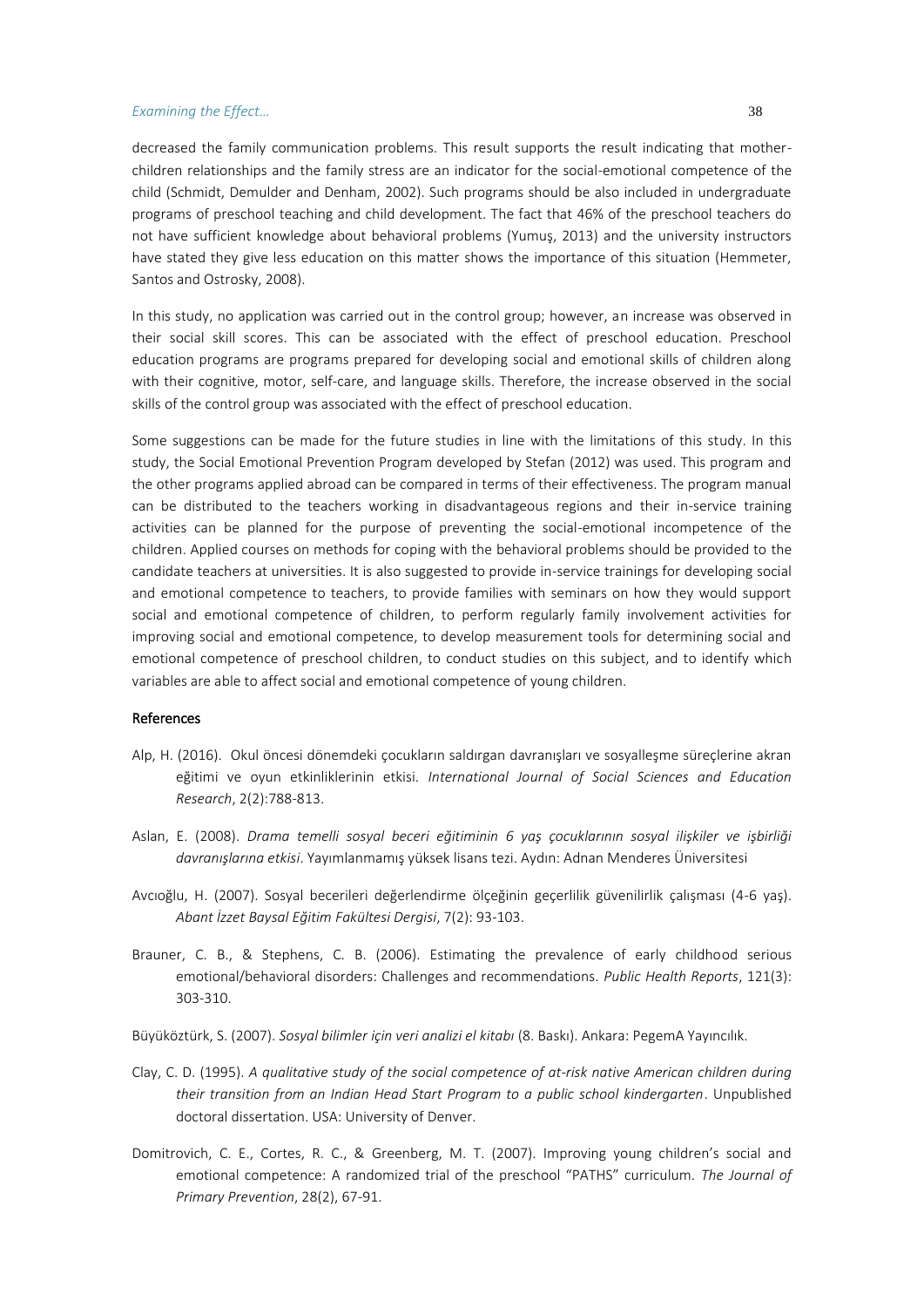decreased the family communication problems. This result supports the result indicating that mother-children relationships and the family stress are an indicator for the social-emotional competence of the child (Schmidt, Demulder and Denham, 2002). Such programs should be also included in undergraduate programs of preschool teaching and child development. The fact that 46% of the preschool teachers do not have sufficient knowledge about behavioral problems (Yumuş, 2013) and the university instructors have stated they give less education on this matter shows the importance of this situation (Hemmeter, Santos and Ostrosky, 2008).

In this study, no application was carried out in the control group; however, an increase was observed in their social skill scores. This can be associated with the effect of preschool education. Preschool education programs are programs prepared for developing social and emotional skills of children along with their cognitive, motor, self-care, and language skills. Therefore, the increase observed in the social skills of the control group was associated with the effect of preschool education.

Some suggestions can be made for the future studies in line with the limitations of this study. In this study, the Social Emotional Prevention Program developed by Stefan (2012) was used. This program and the other programs applied abroad can be compared in terms of their effectiveness. The program manual can be distributed to the teachers working in disadvantageous regions and their in-service training activities can be planned for the purpose of preventing the social-emotional incompetence of the children. Applied courses on methods for coping with the behavioral problems should be provided to the candidate teachers at universities. It is also suggested to provide in-service trainings for developing social and emotional competence to teachers, to provide families with seminars on how they would support social and emotional competence of children, to perform regularly family involvement activities for improving social and emotional competence, to develop measurement tools for determining social and emotional competence of preschool children, to conduct studies on this subject, and to identify which variables are able to affect social and emotional competence of young children.

## References

Alp, H. (2016). Okul öncesi dönemdeki çocukların saldırgan davranışları ve sosyalleşme süreçlerine akran eğitimi ve oyun etkinliklerinin etkisi. *International Journal of Social Sciences and Education Research*, 2(2):788-813.

Aslan, E. (2008). *Drama temelli sosyal beceri eğitiminin 6 yaş çocuklarının sosyal ilişkiler ve işbirliği davranışlarına etkisi*. Yayımlanmamış yüksek lisans tezi. Aydın: Adnan Menderes Üniversitesi

Avcıoğlu, H. (2007). Sosyal becerileri değerlendirme ölçeğinin geçerlilik güvenilirlik çalışması (4-6 yaş). *Abant İzzet Baysal Eğitim Fakültesi Dergisi*, 7(2): 93-103.

Brauner, C. B., & Stephens, C. B. (2006). Estimating the prevalence of early childhood serious emotional/behavioral disorders: Challenges and recommendations. *Public Health Reports*, 121(3): 303-310.

Büyüköztürk, S. (2007). *Sosyal bilimler için veri analizi el kitabı* (8. Baskı). Ankara: PegemA Yayıncılık.

Clay, C. D. (1995). *A qualitative study of the social competence of at-risk native American children during their transition from an Indian Head Start Program to a public school kindergarten*. Unpublished doctoral dissertation. USA: University of Denver.

Domitrovich, C. E., Cortes, R. C., & Greenberg, M. T. (2007). Improving young children's social and emotional competence: A randomized trial of the preschool "PATHS" curriculum. *The Journal of Primary Prevention*, 28(2), 67-91.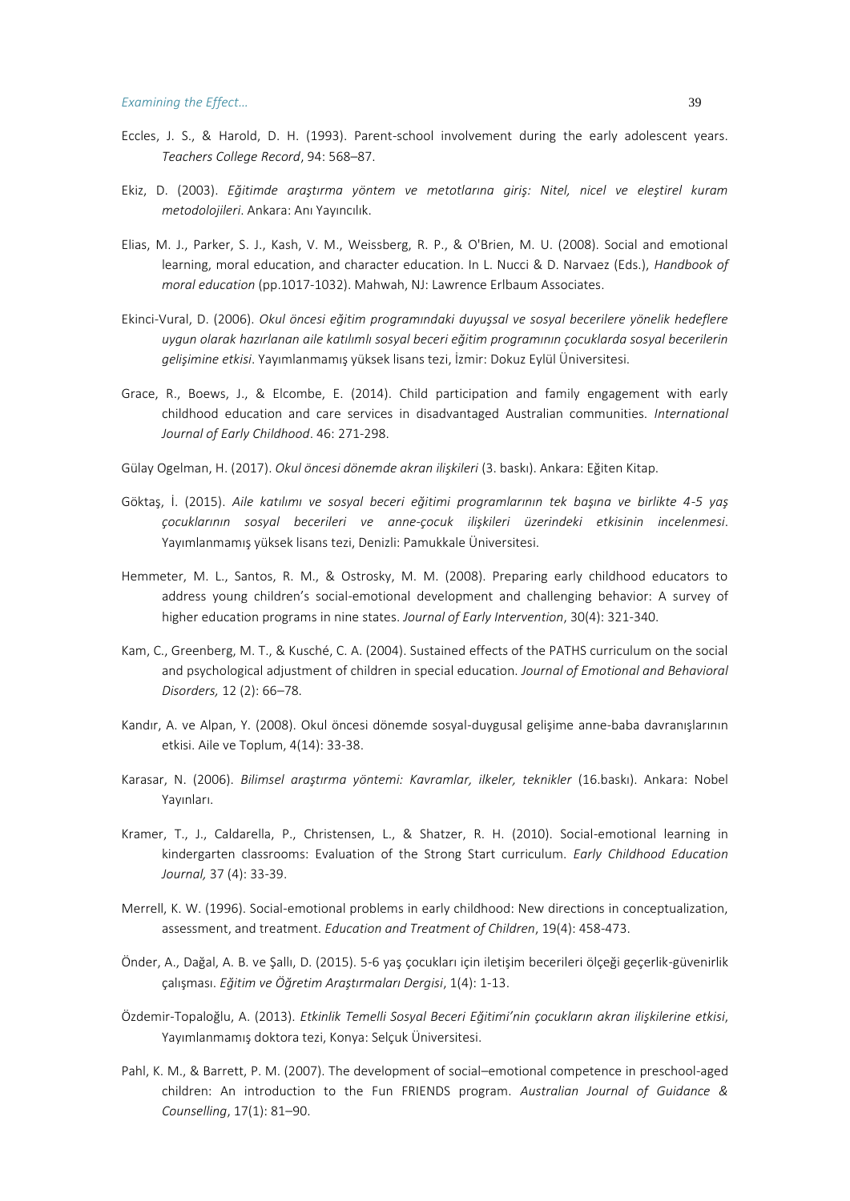Eccles, J. S., & Harold, D. H. (1993). Parent-school involvement during the early adolescent years. *Teachers College Record*, 94: 568–87.

Ekiz, D. (2003). *Eğitimde araştırma yöntem ve metotlarına giriş: Nitel, nicel ve eleştirel kuram metodolojileri*. Ankara: Anı Yayıncılık.

Elias, M. J., Parker, S. J., Kash, V. M., Weissberg, R. P., & O'Brien, M. U. (2008). Social and emotional learning, moral education, and character education. In L. Nucci & D. Narvaez (Eds.), *Handbook of moral education* (pp.1017-1032). Mahwah, NJ: Lawrence Erlbaum Associates.

Ekinci-Vural, D. (2006). *Okul öncesi eğitim programındaki duyuşsal ve sosyal becerilere yönelik hedeflere uygun olarak hazırlanan aile katılımlı sosyal beceri eğitim programının çocuklarda sosyal becerilerin gelişimine etkisi*. Yayımlanmamış yüksek lisans tezi, İzmir: Dokuz Eylül Üniversitesi.

Grace, R., Boews, J., & Elcombe, E. (2014). Child participation and family engagement with early childhood education and care services in disadvantaged Australian communities. *International Journal of Early Childhood*. 46: 271-298.

Gülay Ogelman, H. (2017). *Okul öncesi dönemde akran ilişkileri* (3. baskı). Ankara: Eğiten Kitap.

Göktaş, İ. (2015). *Aile katılımı ve sosyal beceri eğitimi programlarının tek başına ve birlikte 4-5 yaş çocuklarının sosyal becerileri ve anne-çocuk ilişkileri üzerindeki etkisinin incelenmesi*. Yayımlanmamış yüksek lisans tezi, Denizli: Pamukkale Üniversitesi.

Hemmeter, M. L., Santos, R. M., & Ostrosky, M. M. (2008). Preparing early childhood educators to address young children's social-emotional development and challenging behavior: A survey of higher education programs in nine states. *Journal of Early Intervention*, 30(4): 321-340.

Kam, C., Greenberg, M. T., & Kusché, C. A. (2004). Sustained effects of the PATHS curriculum on the social and psychological adjustment of children in special education. *Journal of Emotional and Behavioral Disorders,* 12 (2): 66–78.

Kandır, A. ve Alpan, Y. (2008). Okul öncesi dönemde sosyal-duygusal gelişime anne-baba davranışlarının etkisi. Aile ve Toplum, 4(14): 33-38.

Karasar, N. (2006). *Bilimsel araştırma yöntemi: Kavramlar, ilkeler, teknikler* (16.baskı). Ankara: Nobel Yayınları.

Kramer, T., J., Caldarella, P., Christensen, L., & Shatzer, R. H. (2010). Social-emotional learning in kindergarten classrooms: Evaluation of the Strong Start curriculum. *Early Childhood Education Journal,* 37 (4): 33-39.

Merrell, K. W. (1996). Social-emotional problems in early childhood: New directions in conceptualization, assessment, and treatment. *Education and Treatment of Children*, 19(4): 458-473.

Önder, A., Dağal, A. B. ve Şallı, D. (2015). 5-6 yaş çocukları için iletişim becerileri ölçeği geçerlik-güvenirlik çalışması. *Eğitim ve Öğretim Araştırmaları Dergisi*, 1(4): 1-13.

Özdemir-Topaloğlu, A. (2013). *Etkinlik Temelli Sosyal Beceri Eğitimi'nin çocukların akran ilişkilerine etkisi*, Yayımlanmamış doktora tezi, Konya: Selçuk Üniversitesi.

Pahl, K. M., & Barrett, P. M. (2007). The development of social–emotional competence in preschool-aged children: An introduction to the Fun FRIENDS program. *Australian Journal of Guidance & Counselling*, 17(1): 81–90.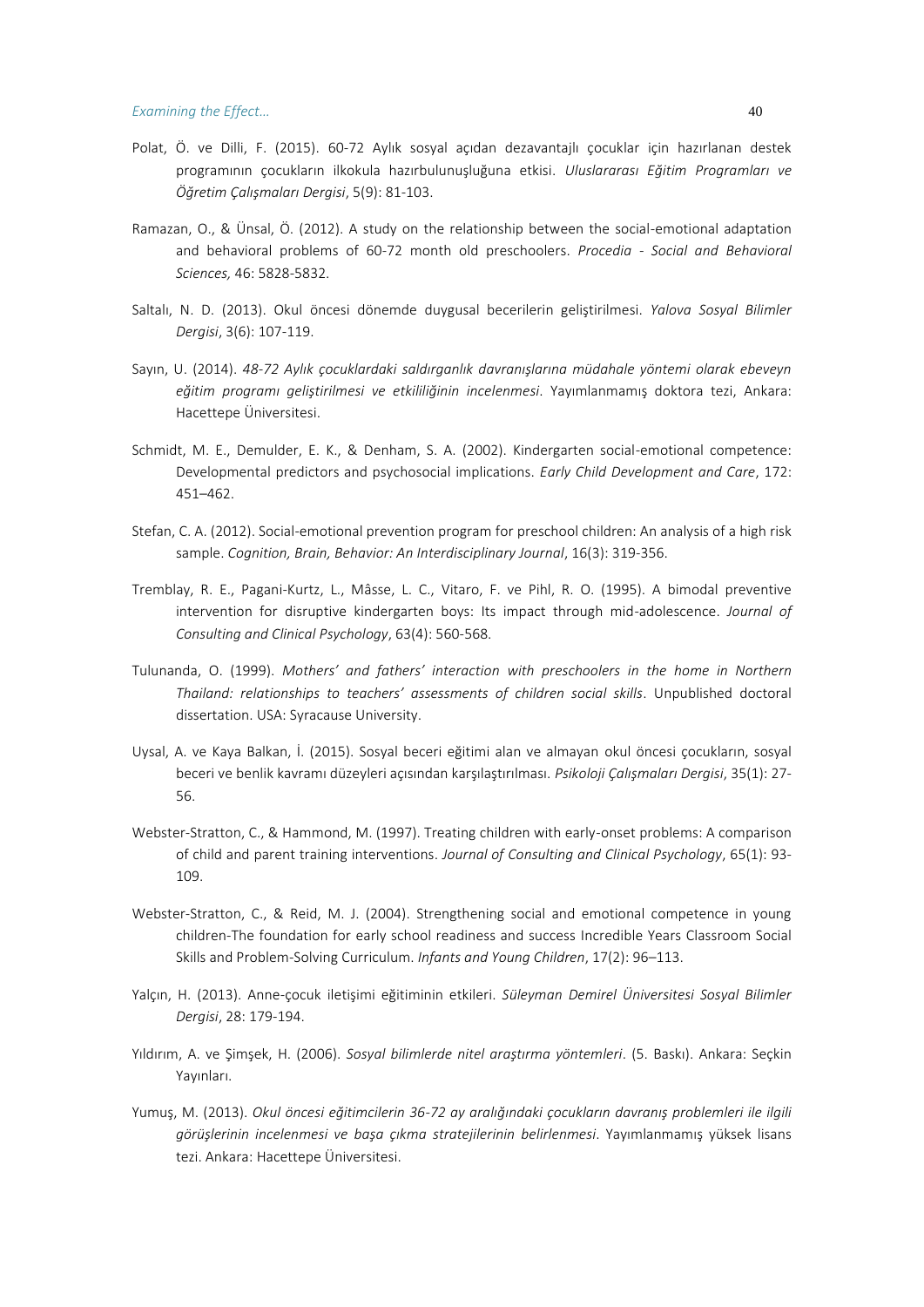Polat, Ö. ve Dilli, F. (2015). 60-72 Aylık sosyal açıdan dezavantajlı çocuklar için hazırlanan destek programının çocukların ilkokula hazırbulunuşluğuna etkisi. *Uluslararası Eğitim Programları ve Öğretim Çalışmaları Dergisi*, 5(9): 81-103.

Ramazan, O., & Ünsal, Ö. (2012). A study on the relationship between the social-emotional adaptation and behavioral problems of 60-72 month old preschoolers. *Procedia - Social and Behavioral Sciences,* 46: 5828-5832.

Saltalı, N. D. (2013). Okul öncesi dönemde duygusal becerilerin geliştirilmesi. *Yalova Sosyal Bilimler Dergisi*, 3(6): 107-119.

Sayın, U. (2014). *48-72 Aylık çocuklardaki saldırganlık davranışlarına müdahale yöntemi olarak ebeveyn eğitim programı geliştirilmesi ve etkililiğinin incelenmesi*. Yayımlanmamış doktora tezi, Ankara: Hacettepe Üniversitesi.

Schmidt, M. E., Demulder, E. K., & Denham, S. A. (2002). Kindergarten social-emotional competence: Developmental predictors and psychosocial implications. *Early Child Development and Care*, 172: 451–462.

Stefan, C. A. (2012). Social-emotional prevention program for preschool children: An analysis of a high risk sample. *Cognition, Brain, Behavior: An Interdisciplinary Journal*, 16(3): 319-356.

Tremblay, R. E., Pagani-Kurtz, L., Mâsse, L. C., Vitaro, F. ve Pihl, R. O. (1995). A bimodal preventive intervention for disruptive kindergarten boys: Its impact through mid-adolescence. *Journal of Consulting and Clinical Psychology*, 63(4): 560-568.

Tulunanda, O. (1999). *Mothers' and fathers' interaction with preschoolers in the home in Northern Thailand: relationships to teachers' assessments of children social skills*. Unpublished doctoral dissertation. USA: Syracause University.

Uysal, A. ve Kaya Balkan, İ. (2015). Sosyal beceri eğitimi alan ve almayan okul öncesi çocukların, sosyal beceri ve benlik kavramı düzeyleri açısından karşılaştırılması. *Psikoloji Çalışmaları Dergisi*, 35(1): 27-56.

Webster-Stratton, C., & Hammond, M. (1997). Treating children with early-onset problems: A comparison of child and parent training interventions. *Journal of Consulting and Clinical Psychology*, 65(1): 93-109.

Webster-Stratton, C., & Reid, M. J. (2004). Strengthening social and emotional competence in young children-The foundation for early school readiness and success Incredible Years Classroom Social Skills and Problem-Solving Curriculum. *Infants and Young Children*, 17(2): 96–113.

Yalçın, H. (2013). Anne-çocuk iletişimi eğitiminin etkileri. *Süleyman Demirel Üniversitesi Sosyal Bilimler Dergisi*, 28: 179-194.

Yıldırım, A. ve Şimşek, H. (2006). *Sosyal bilimlerde nitel araştırma yöntemleri*. (5. Baskı). Ankara: Seçkin Yayınları.

Yumuş, M. (2013). *Okul öncesi eğitimcilerin 36-72 ay aralığındaki çocukların davranış problemleri ile ilgili görüşlerinin incelenmesi ve başa çıkma stratejilerinin belirlenmesi*. Yayımlanmamış yüksek lisans tezi. Ankara: Hacettepe Üniversitesi.